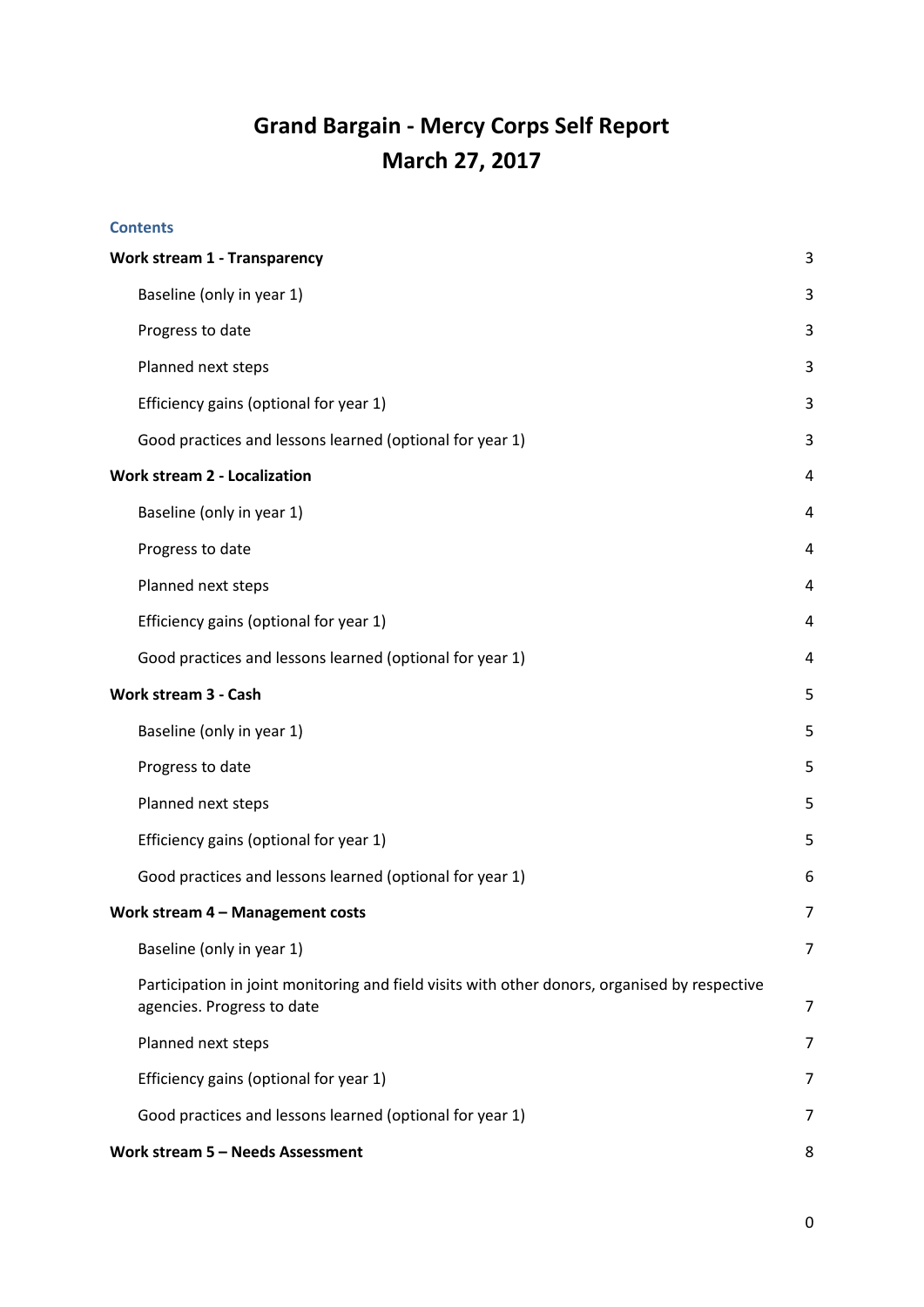# Grand Bargain - Mercy Corps Self Report
# March 27, 2017

**Contents**

**Work stream 1 - Transparency** 3

- Baseline (only in year 1) 3
- Progress to date 3
- Planned next steps 3
- Efficiency gains (optional for year 1) 3
- Good practices and lessons learned (optional for year 1) 3

**Work stream 2 - Localization** 4

- Baseline (only in year 1) 4
- Progress to date 4
- Planned next steps 4
- Efficiency gains (optional for year 1) 4
- Good practices and lessons learned (optional for year 1) 4

**Work stream 3 - Cash** 5

- Baseline (only in year 1) 5
- Progress to date 5
- Planned next steps 5
- Efficiency gains (optional for year 1) 5
- Good practices and lessons learned (optional for year 1) 6

**Work stream 4 – Management costs** 7

- Baseline (only in year 1) 7
- Participation in joint monitoring and field visits with other donors, organised by respective agencies. Progress to date 7
- Planned next steps 7
- Efficiency gains (optional for year 1) 7
- Good practices and lessons learned (optional for year 1) 7

**Work stream 5 – Needs Assessment** 8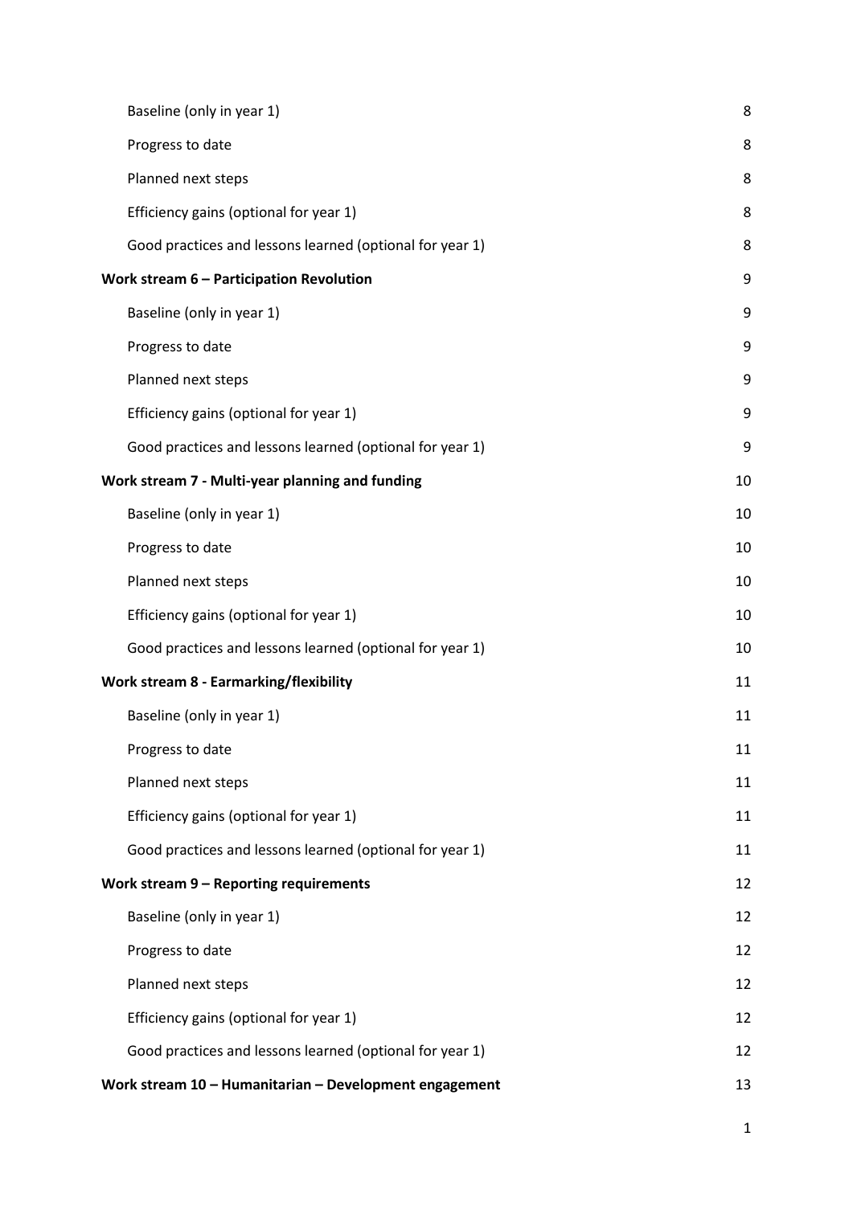Baseline (only in year 1) 8

Progress to date 8

Planned next steps 8

Efficiency gains (optional for year 1) 8

Good practices and lessons learned (optional for year 1) 8

**Work stream 6 – Participation Revolution** 9

Baseline (only in year 1) 9

Progress to date 9

Planned next steps 9

Efficiency gains (optional for year 1) 9

Good practices and lessons learned (optional for year 1) 9

**Work stream 7 - Multi-year planning and funding** 10

Baseline (only in year 1) 10

Progress to date 10

Planned next steps 10

Efficiency gains (optional for year 1) 10

Good practices and lessons learned (optional for year 1) 10

**Work stream 8 - Earmarking/flexibility** 11

Baseline (only in year 1) 11

Progress to date 11

Planned next steps 11

Efficiency gains (optional for year 1) 11

Good practices and lessons learned (optional for year 1) 11

**Work stream 9 – Reporting requirements** 12

Baseline (only in year 1) 12

Progress to date 12

Planned next steps 12

Efficiency gains (optional for year 1) 12

Good practices and lessons learned (optional for year 1) 12

**Work stream 10 – Humanitarian – Development engagement** 13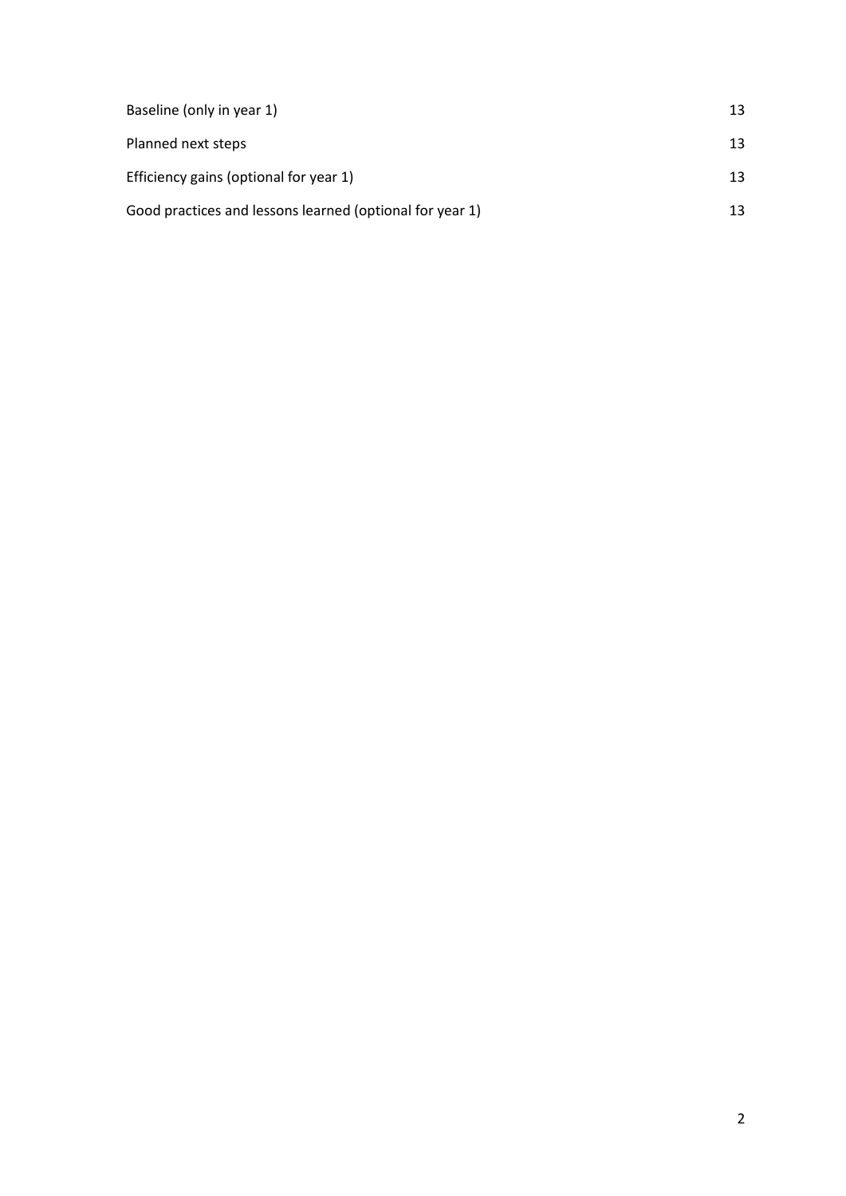| | |
|---|---|
| Baseline (only in year 1) | 13 |
| Planned next steps | 13 |
| Efficiency gains (optional for year 1) | 13 |
| Good practices and lessons learned (optional for year 1) | 13 |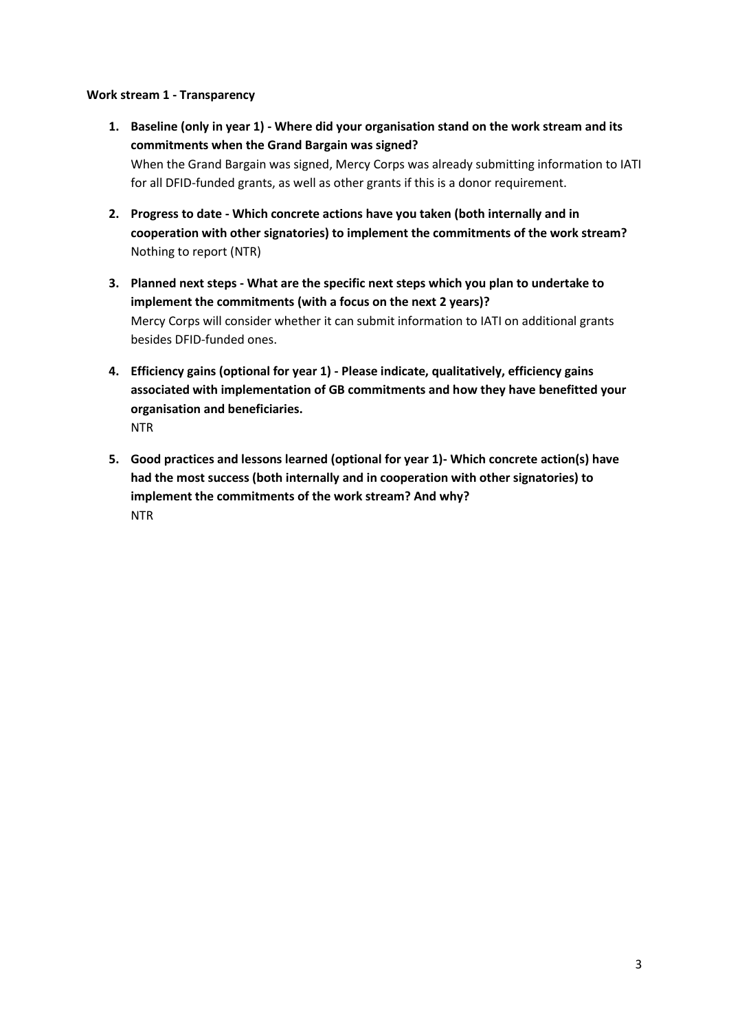**Work stream 1 - Transparency**

1. **Baseline (only in year 1) - Where did your organisation stand on the work stream and its commitments when the Grand Bargain was signed?**
   When the Grand Bargain was signed, Mercy Corps was already submitting information to IATI for all DFID-funded grants, as well as other grants if this is a donor requirement.

2. **Progress to date - Which concrete actions have you taken (both internally and in cooperation with other signatories) to implement the commitments of the work stream?**
   Nothing to report (NTR)

3. **Planned next steps - What are the specific next steps which you plan to undertake to implement the commitments (with a focus on the next 2 years)?**
   Mercy Corps will consider whether it can submit information to IATI on additional grants besides DFID-funded ones.

4. **Efficiency gains (optional for year 1) - Please indicate, qualitatively, efficiency gains associated with implementation of GB commitments and how they have benefitted your organisation and beneficiaries.**
   NTR

5. **Good practices and lessons learned (optional for year 1)- Which concrete action(s) have had the most success (both internally and in cooperation with other signatories) to implement the commitments of the work stream? And why?**
   NTR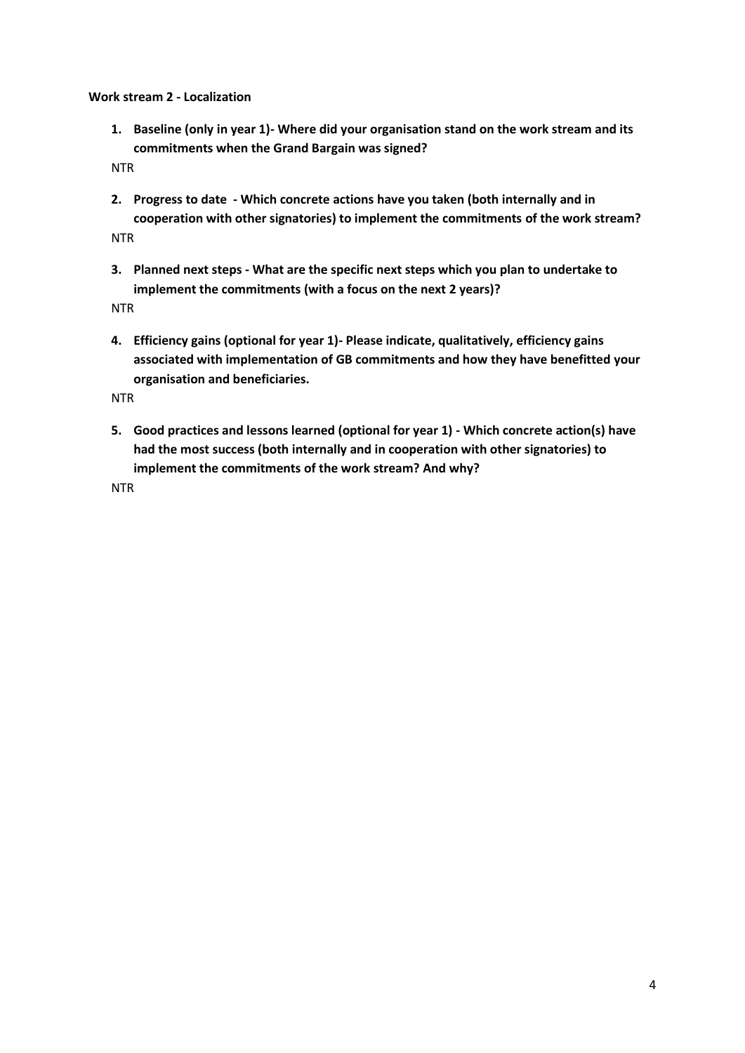**Work stream 2 - Localization**

1. **Baseline (only in year 1)- Where did your organisation stand on the work stream and its commitments when the Grand Bargain was signed?**

NTR

2. **Progress to date - Which concrete actions have you taken (both internally and in cooperation with other signatories) to implement the commitments of the work stream?**

NTR

3. **Planned next steps - What are the specific next steps which you plan to undertake to implement the commitments (with a focus on the next 2 years)?**

NTR

4. **Efficiency gains (optional for year 1)- Please indicate, qualitatively, efficiency gains associated with implementation of GB commitments and how they have benefitted your organisation and beneficiaries.**

NTR

5. **Good practices and lessons learned (optional for year 1) - Which concrete action(s) have had the most success (both internally and in cooperation with other signatories) to implement the commitments of the work stream? And why?**

NTR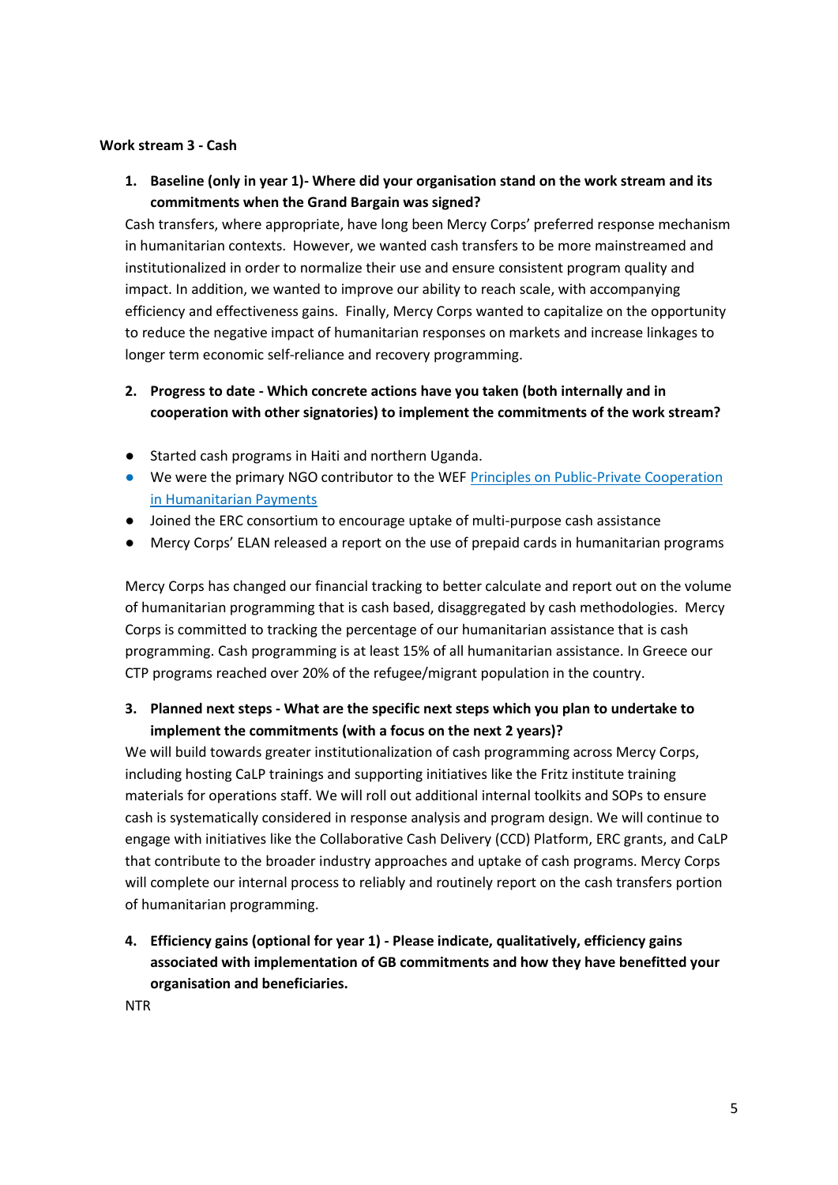**Work stream 3 - Cash**

1. **Baseline (only in year 1)- Where did your organisation stand on the work stream and its commitments when the Grand Bargain was signed?**

Cash transfers, where appropriate, have long been Mercy Corps' preferred response mechanism in humanitarian contexts. However, we wanted cash transfers to be more mainstreamed and institutionalized in order to normalize their use and ensure consistent program quality and impact. In addition, we wanted to improve our ability to reach scale, with accompanying efficiency and effectiveness gains. Finally, Mercy Corps wanted to capitalize on the opportunity to reduce the negative impact of humanitarian responses on markets and increase linkages to longer term economic self-reliance and recovery programming.

2. **Progress to date - Which concrete actions have you taken (both internally and in cooperation with other signatories) to implement the commitments of the work stream?**

- Started cash programs in Haiti and northern Uganda.
- We were the primary NGO contributor to the WEF [Principles on Public-Private Cooperation in Humanitarian Payments]
- Joined the ERC consortium to encourage uptake of multi-purpose cash assistance
- Mercy Corps' ELAN released a report on the use of prepaid cards in humanitarian programs

Mercy Corps has changed our financial tracking to better calculate and report out on the volume of humanitarian programming that is cash based, disaggregated by cash methodologies. Mercy Corps is committed to tracking the percentage of our humanitarian assistance that is cash programming. Cash programming is at least 15% of all humanitarian assistance. In Greece our CTP programs reached over 20% of the refugee/migrant population in the country.

3. **Planned next steps - What are the specific next steps which you plan to undertake to implement the commitments (with a focus on the next 2 years)?**

We will build towards greater institutionalization of cash programming across Mercy Corps, including hosting CaLP trainings and supporting initiatives like the Fritz institute training materials for operations staff. We will roll out additional internal toolkits and SOPs to ensure cash is systematically considered in response analysis and program design. We will continue to engage with initiatives like the Collaborative Cash Delivery (CCD) Platform, ERC grants, and CaLP that contribute to the broader industry approaches and uptake of cash programs. Mercy Corps will complete our internal process to reliably and routinely report on the cash transfers portion of humanitarian programming.

4. **Efficiency gains (optional for year 1) - Please indicate, qualitatively, efficiency gains associated with implementation of GB commitments and how they have benefitted your organisation and beneficiaries.**

NTR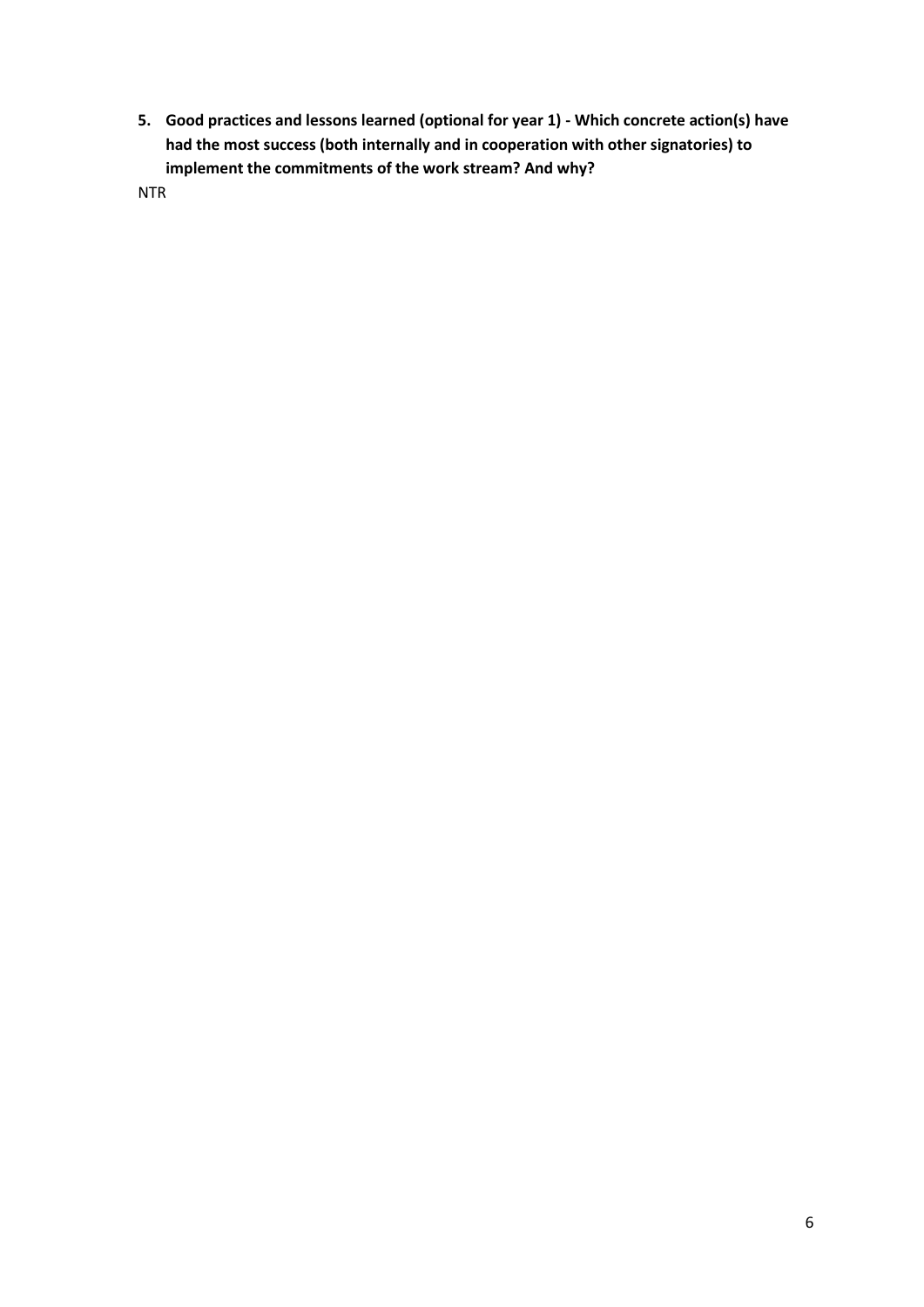5. **Good practices and lessons learned (optional for year 1) - Which concrete action(s) have had the most success (both internally and in cooperation with other signatories) to implement the commitments of the work stream? And why?**

NTR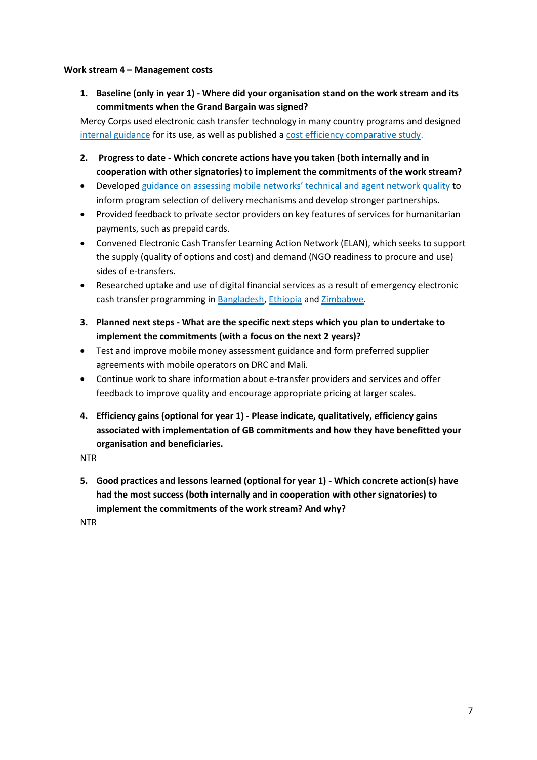**Work stream 4 – Management costs**

1. **Baseline (only in year 1) - Where did your organisation stand on the work stream and its commitments when the Grand Bargain was signed?**

Mercy Corps used electronic cash transfer technology in many country programs and designed internal guidance for its use, as well as published a cost efficiency comparative study.

2. **Progress to date - Which concrete actions have you taken (both internally and in cooperation with other signatories) to implement the commitments of the work stream?**

- Developed guidance on assessing mobile networks' technical and agent network quality to inform program selection of delivery mechanisms and develop stronger partnerships.
- Provided feedback to private sector providers on key features of services for humanitarian payments, such as prepaid cards.
- Convened Electronic Cash Transfer Learning Action Network (ELAN), which seeks to support the supply (quality of options and cost) and demand (NGO readiness to procure and use) sides of e-transfers.
- Researched uptake and use of digital financial services as a result of emergency electronic cash transfer programming in Bangladesh, Ethiopia and Zimbabwe.

3. **Planned next steps - What are the specific next steps which you plan to undertake to implement the commitments (with a focus on the next 2 years)?**

- Test and improve mobile money assessment guidance and form preferred supplier agreements with mobile operators on DRC and Mali.
- Continue work to share information about e-transfer providers and services and offer feedback to improve quality and encourage appropriate pricing at larger scales.

4. **Efficiency gains (optional for year 1) - Please indicate, qualitatively, efficiency gains associated with implementation of GB commitments and how they have benefitted your organisation and beneficiaries.**

NTR

5. **Good practices and lessons learned (optional for year 1) - Which concrete action(s) have had the most success (both internally and in cooperation with other signatories) to implement the commitments of the work stream? And why?**

NTR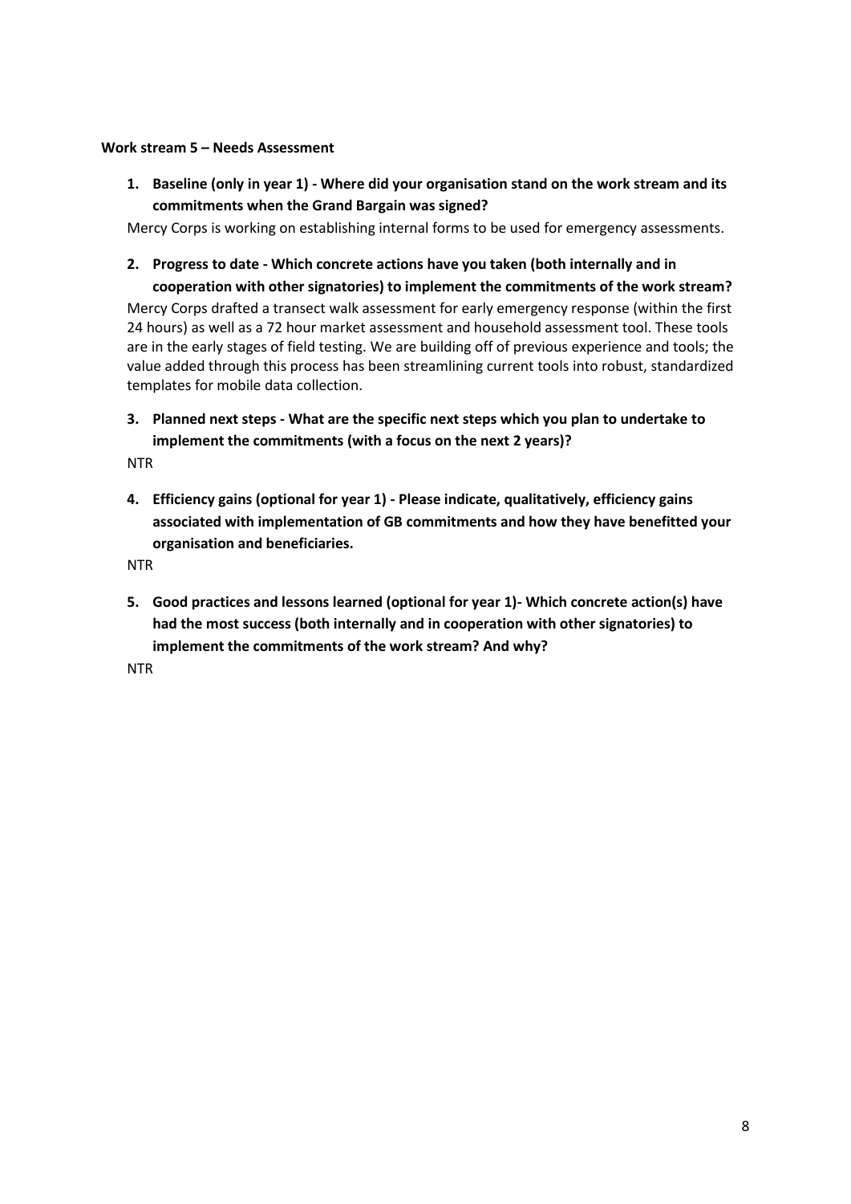**Work stream 5 – Needs Assessment**

1. **Baseline (only in year 1) - Where did your organisation stand on the work stream and its commitments when the Grand Bargain was signed?**

Mercy Corps is working on establishing internal forms to be used for emergency assessments.

2. **Progress to date - Which concrete actions have you taken (both internally and in cooperation with other signatories) to implement the commitments of the work stream?**

Mercy Corps drafted a transect walk assessment for early emergency response (within the first 24 hours) as well as a 72 hour market assessment and household assessment tool. These tools are in the early stages of field testing. We are building off of previous experience and tools; the value added through this process has been streamlining current tools into robust, standardized templates for mobile data collection.

3. **Planned next steps - What are the specific next steps which you plan to undertake to implement the commitments (with a focus on the next 2 years)?**

NTR

4. **Efficiency gains (optional for year 1) - Please indicate, qualitatively, efficiency gains associated with implementation of GB commitments and how they have benefitted your organisation and beneficiaries.**

NTR

5. **Good practices and lessons learned (optional for year 1)- Which concrete action(s) have had the most success (both internally and in cooperation with other signatories) to implement the commitments of the work stream? And why?**

NTR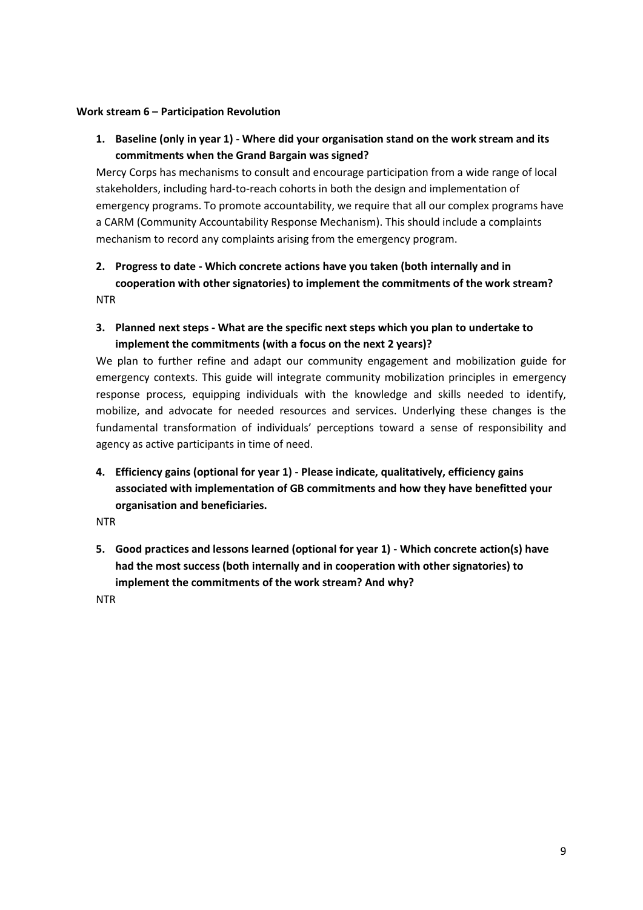**Work stream 6 – Participation Revolution**

1. **Baseline (only in year 1) - Where did your organisation stand on the work stream and its commitments when the Grand Bargain was signed?**

Mercy Corps has mechanisms to consult and encourage participation from a wide range of local stakeholders, including hard-to-reach cohorts in both the design and implementation of emergency programs. To promote accountability, we require that all our complex programs have a CARM (Community Accountability Response Mechanism). This should include a complaints mechanism to record any complaints arising from the emergency program.

2. **Progress to date - Which concrete actions have you taken (both internally and in cooperation with other signatories) to implement the commitments of the work stream?**

NTR

3. **Planned next steps - What are the specific next steps which you plan to undertake to implement the commitments (with a focus on the next 2 years)?**

We plan to further refine and adapt our community engagement and mobilization guide for emergency contexts. This guide will integrate community mobilization principles in emergency response process, equipping individuals with the knowledge and skills needed to identify, mobilize, and advocate for needed resources and services. Underlying these changes is the fundamental transformation of individuals' perceptions toward a sense of responsibility and agency as active participants in time of need.

4. **Efficiency gains (optional for year 1) - Please indicate, qualitatively, efficiency gains associated with implementation of GB commitments and how they have benefitted your organisation and beneficiaries.**

NTR

5. **Good practices and lessons learned (optional for year 1) - Which concrete action(s) have had the most success (both internally and in cooperation with other signatories) to implement the commitments of the work stream? And why?**

NTR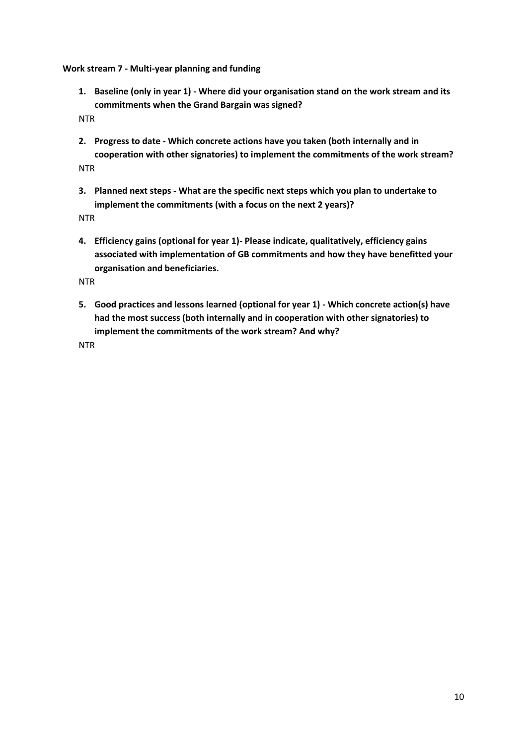**Work stream 7 - Multi-year planning and funding**

1. **Baseline (only in year 1) - Where did your organisation stand on the work stream and its commitments when the Grand Bargain was signed?**

NTR

2. **Progress to date - Which concrete actions have you taken (both internally and in cooperation with other signatories) to implement the commitments of the work stream?**

NTR

3. **Planned next steps - What are the specific next steps which you plan to undertake to implement the commitments (with a focus on the next 2 years)?**

NTR

4. **Efficiency gains (optional for year 1)- Please indicate, qualitatively, efficiency gains associated with implementation of GB commitments and how they have benefitted your organisation and beneficiaries.**

NTR

5. **Good practices and lessons learned (optional for year 1) - Which concrete action(s) have had the most success (both internally and in cooperation with other signatories) to implement the commitments of the work stream? And why?**

NTR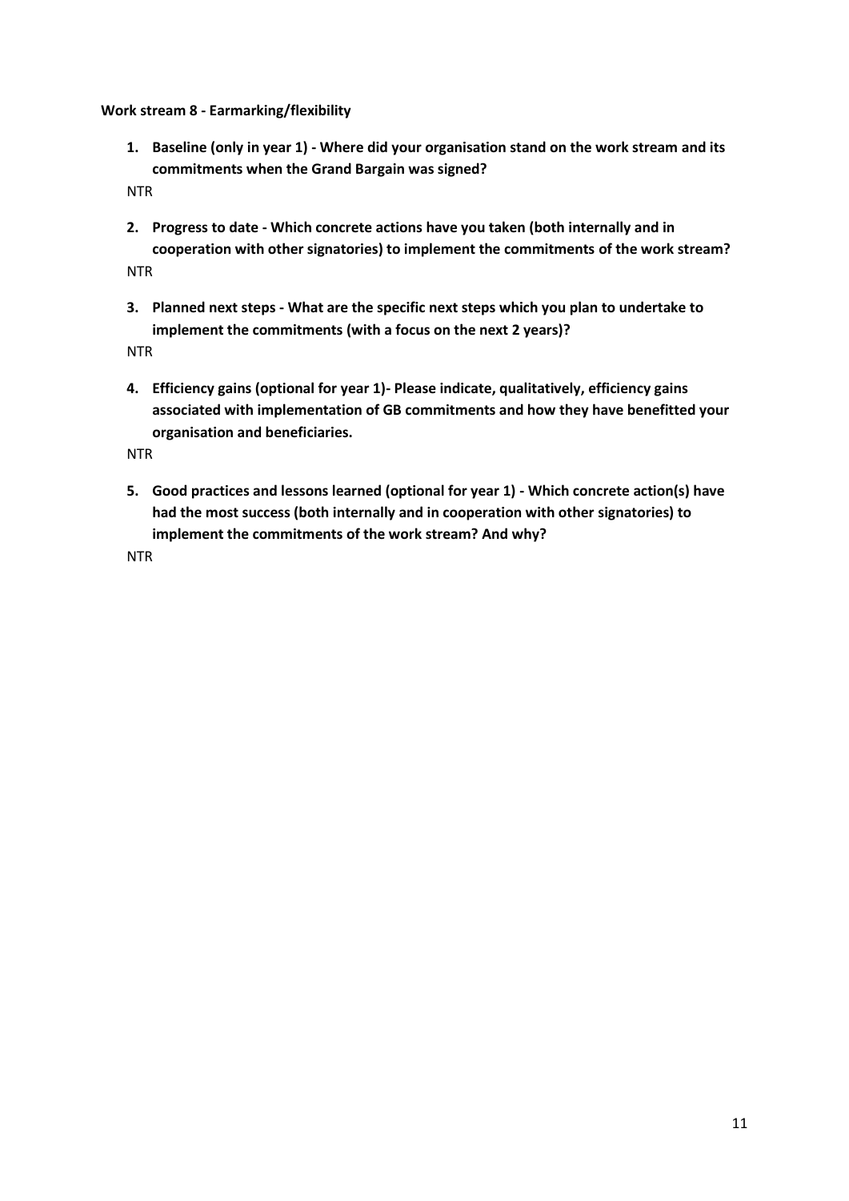**Work stream 8 - Earmarking/flexibility**

1. **Baseline (only in year 1) - Where did your organisation stand on the work stream and its commitments when the Grand Bargain was signed?**

NTR

2. **Progress to date - Which concrete actions have you taken (both internally and in cooperation with other signatories) to implement the commitments of the work stream?**

NTR

3. **Planned next steps - What are the specific next steps which you plan to undertake to implement the commitments (with a focus on the next 2 years)?**

NTR

4. **Efficiency gains (optional for year 1)- Please indicate, qualitatively, efficiency gains associated with implementation of GB commitments and how they have benefitted your organisation and beneficiaries.**

NTR

5. **Good practices and lessons learned (optional for year 1) - Which concrete action(s) have had the most success (both internally and in cooperation with other signatories) to implement the commitments of the work stream? And why?**

NTR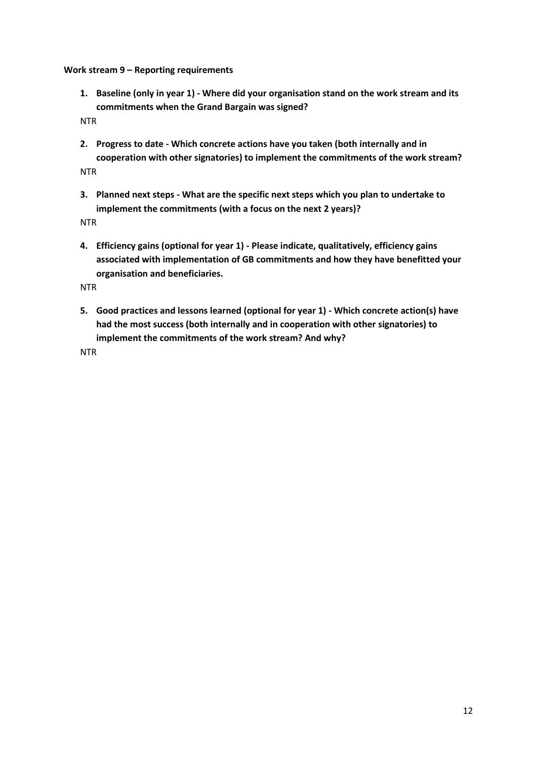**Work stream 9 – Reporting requirements**

1. **Baseline (only in year 1) - Where did your organisation stand on the work stream and its commitments when the Grand Bargain was signed?**

NTR

2. **Progress to date - Which concrete actions have you taken (both internally and in cooperation with other signatories) to implement the commitments of the work stream?**

NTR

3. **Planned next steps - What are the specific next steps which you plan to undertake to implement the commitments (with a focus on the next 2 years)?**

NTR

4. **Efficiency gains (optional for year 1) - Please indicate, qualitatively, efficiency gains associated with implementation of GB commitments and how they have benefitted your organisation and beneficiaries.**

NTR

5. **Good practices and lessons learned (optional for year 1) - Which concrete action(s) have had the most success (both internally and in cooperation with other signatories) to implement the commitments of the work stream? And why?**

NTR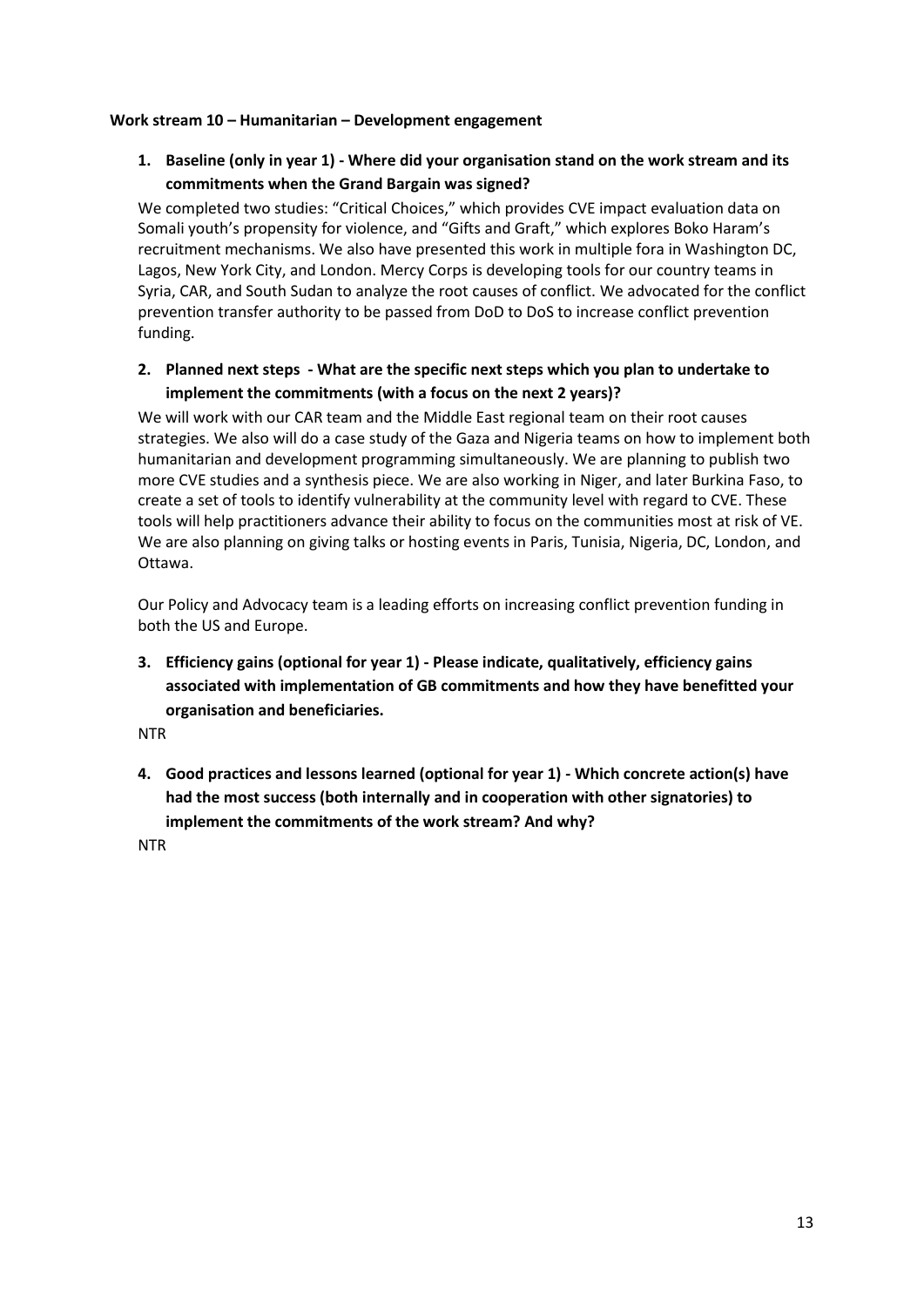**Work stream 10 – Humanitarian – Development engagement**

1. **Baseline (only in year 1) - Where did your organisation stand on the work stream and its commitments when the Grand Bargain was signed?**

We completed two studies: "Critical Choices," which provides CVE impact evaluation data on Somali youth's propensity for violence, and "Gifts and Graft," which explores Boko Haram's recruitment mechanisms. We also have presented this work in multiple fora in Washington DC, Lagos, New York City, and London. Mercy Corps is developing tools for our country teams in Syria, CAR, and South Sudan to analyze the root causes of conflict. We advocated for the conflict prevention transfer authority to be passed from DoD to DoS to increase conflict prevention funding.

2. **Planned next steps - What are the specific next steps which you plan to undertake to implement the commitments (with a focus on the next 2 years)?**

We will work with our CAR team and the Middle East regional team on their root causes strategies. We also will do a case study of the Gaza and Nigeria teams on how to implement both humanitarian and development programming simultaneously. We are planning to publish two more CVE studies and a synthesis piece. We are also working in Niger, and later Burkina Faso, to create a set of tools to identify vulnerability at the community level with regard to CVE. These tools will help practitioners advance their ability to focus on the communities most at risk of VE. We are also planning on giving talks or hosting events in Paris, Tunisia, Nigeria, DC, London, and Ottawa.

Our Policy and Advocacy team is a leading efforts on increasing conflict prevention funding in both the US and Europe.

3. **Efficiency gains (optional for year 1) - Please indicate, qualitatively, efficiency gains associated with implementation of GB commitments and how they have benefitted your organisation and beneficiaries.**

NTR

4. **Good practices and lessons learned (optional for year 1) - Which concrete action(s) have had the most success (both internally and in cooperation with other signatories) to implement the commitments of the work stream? And why?**

NTR